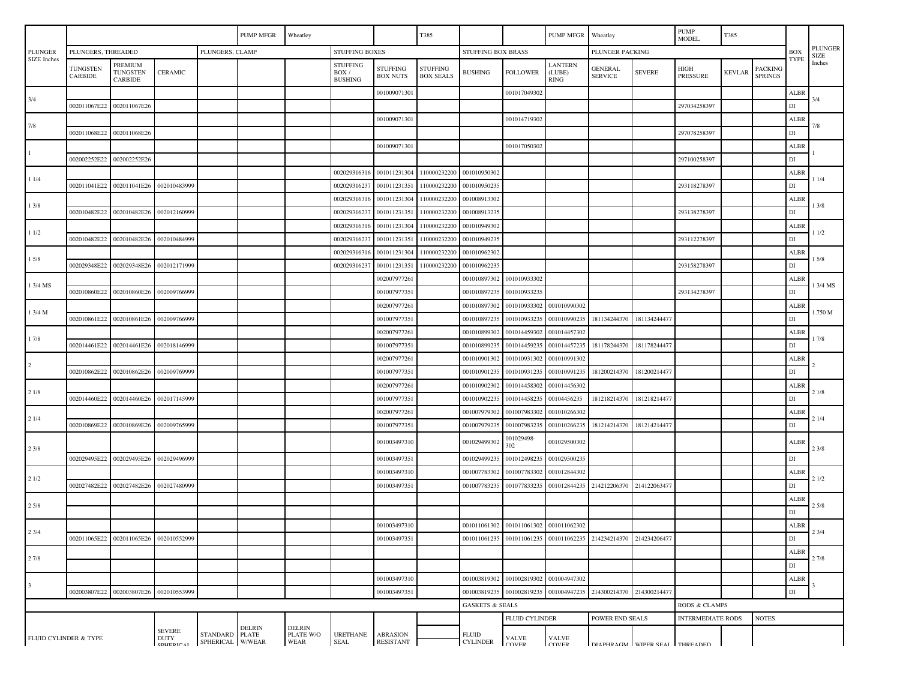| PLUNGER SIZE Inches | | | | | PUMP MFGR | Wheatley | | | T385 | | | PUMP MFGR | Wheatley | | PUMP MODEL | T385 | | BOX TYPE | PLUNGER SIZE Inches |
|---|---|---|---|---|---|---|---|---|---|---|---|---|---|---|---|---|---|---|---|
| | PLUNGERS, THREADED | | | PLUNGERS, CLAMP | | | STUFFING BOXES | | | STUFFING BOX BRASS | | | PLUNGER PACKING | | | | | | |
| | TUNGSTEN CARBIDE | PREMIUM TUNGSTEN CARBIDE | CERAMIC | | | | STUFFING BOX / BUSHING | STUFFING BOX NUTS | STUFFING BOX SEALS | BUSHING | FOLLOWER | LANTERN (LUBE) RING | GENERAL SERVICE | SEVERE | HIGH PRESSURE | KEVLAR | PACKING SPRINGS | | |
| 3/4 | | | | | | | | 001009071301 | | | 001017049302 | | | | | | | ALBR | 3/4 |
| | 002011067E22 | 002011067E26 | | | | | | | | | | | | | 297034258397 | | | DI | |
| 7/8 | | | | | | | | 001009071301 | | | 001014719302 | | | | | | | ALBR | 7/8 |
| | 002011068E22 | 002011068E26 | | | | | | | | | | | | | 297078258397 | | | DI | |
| 1 | | | | | | | | 001009071301 | | | 001017050302 | | | | | | | ALBR | 1 |
| | 002002252E22 | 002002252E26 | | | | | | | | | | | | | 297100258397 | | | DI | |
| 1 1/4 | | | | | | | 002029316316 | 001011231304 | 110000232200 | 001010950302 | | | | | | | | ALBR | 1 1/4 |
| | 002011041E22 | 002011041E26 | 002010483999 | | | | 002029316237 | 001011231351 | 110000232200 | 001010950235 | | | | | 293118278397 | | | DI | |
| 1 3/8 | | | | | | | 002029316316 | 001011231304 | 110000232200 | 001008913302 | | | | | | | | ALBR | 1 3/8 |
| | 002010482E22 | 002010482E26 | 002012160999 | | | | 002029316237 | 001011231351 | 110000232200 | 001008913235 | | | | | 293138278397 | | | DI | |
| 1 1/2 | | | | | | | 002029316316 | 001011231304 | 110000232200 | 001010949302 | | | | | | | | ALBR | 1 1/2 |
| | 002010482E22 | 002010482E26 | 002010484999 | | | | 002029316237 | 001011231351 | 110000232200 | 001010949235 | | | | | 293112278397 | | | DI | |
| 1 5/8 | | | | | | | 002029316316 | 001011231304 | 110000232200 | 001010962302 | | | | | | | | ALBR | 1 5/8 |
| | 002029348E22 | 002029348E26 | 002012171999 | | | | 002029316237 | 001011231351 | 110000232200 | 001010962235 | | | | | 293158278397 | | | DI | |
| 1 3/4 MS | | | | | | | | 002007977261 | | 001010897302 | 001010933302 | | | | | | | ALBR | 1 3/4 MS |
| | 002010860E22 | 002010860E26 | 002009766999 | | | | | 001007977351 | | 001010897235 | 001010933235 | | | | 293134278397 | | | DI | |
| 1 3/4 M | | | | | | | | 002007977261 | | 001010897302 | 001010933302 | 001010990302 | | | | | | ALBR | 1.750 M |
| | 002010861E22 | 002010861E26 | 002009766999 | | | | | 001007977351 | | 001010897235 | 001010933235 | 001010990235 | 181134244370 | 181134244477 | | | | DI | |
| 1 7/8 | | | | | | | | 002007977261 | | 001010899302 | 001014459302 | 001014457302 | | | | | | ALBR | 1 7/8 |
| | 002014461E22 | 002014461E26 | 002018146999 | | | | | 001007977351 | | 001010899235 | 001014459235 | 001014457235 | 181178244370 | 181178244477 | | | | DI | |
| 2 | | | | | | | | 002007977261 | | 001010901302 | 001010931302 | 001010991302 | | | | | | ALBR | 2 |
| | 002010862E22 | 002010862E26 | 002009769999 | | | | | 001007977351 | | 001010901235 | 001010931235 | 001010991235 | 181200214370 | 181200214477 | | | | DI | |
| 2 1/8 | | | | | | | | 002007977261 | | 001010902302 | 001014458302 | 001014456302 | | | | | | ALBR | 2 1/8 |
| | 002014460E22 | 002014460E26 | 002017145999 | | | | | 001007977351 | | 001010902235 | 001014458235 | 00104456235 | 181218214370 | 181218214477 | | | | DI | |
| 2 1/4 | | | | | | | | 002007977261 | | 001007979302 | 001007983302 | 001010266302 | | | | | | ALBR | 2 1/4 |
| | 002010869E22 | 002010869E26 | 002009765999 | | | | | 001007977351 | | 001007979235 | 001007983235 | 001010266235 | 181214214370 | 181214214477 | | | | DI | |
| 2 3/8 | | | | | | | | 001003497310 | | 001029499302 | 001029498-302 | 001029500302 | | | | | | ALBR | 2 3/8 |
| | 002029495E22 | 002029495E26 | 002029496999 | | | | | 001003497351 | | 001029499235 | 001012498235 | 001029500235 | | | | | | DI | |
| 2 1/2 | | | | | | | | 001003497310 | | 001007783302 | 001007783302 | 001012844302 | | | | | | ALBR | 2 1/2 |
| | 002027482E22 | 002027482E26 | 002027480999 | | | | | 001003497351 | | 001007783235 | 001077833235 | 001012844235 | 214212206370 | 214122063477 | | | | DI | |
| 2 5/8 | | | | | | | | | | | | | | | | | | ALBR | 2 5/8 |
| | | | | | | | | | | | | | | | | | | DI | |
| 2 3/4 | | | | | | | | 001003497310 | | 001011061302 | 001011061302 | 001011062302 | | | | | | ALBR | 2 3/4 |
| | 002011065E22 | 002011065E26 | 002010552999 | | | | | 001003497351 | | 001011061235 | 001011061235 | 001011062235 | 214234214370 | 214234206477 | | | | DI | |
| 2 7/8 | | | | | | | | | | | | | | | | | | ALBR | 2 7/8 |
| | | | | | | | | | | | | | | | | | | DI | |
| 3 | | | | | | | | 001003497310 | | 001003819302 | 001002819302 | 001004947302 | | | | | | ALBR | 3 |
| | 002003807E22 | 002003807E26 | 002010553999 | | | | | 001003497351 | | 001003819235 | 001002819235 | 001004947235 | 214300214370 | 214300214477 | | | | DI | |
| | | | | | | | | | | GASKETS & SEALS | | | | | RODS & CLAMPS | | | | |
| | | | | | | | | | | | FLUID CYLINDER | | POWER END SEALS | | INTERMEDIATE RODS | | NOTES | | |
| FLUID CYLINDER & TYPE | | | SEVERE DUTY SPHERICAL | STANDARD SPHERICAL | DELRIN PLATE W/WEAR | DELRIN PLATE W/O WEAR | URETHANE SEAL | ABRASION RESISTANT | | FLUID CYLINDER | VALVE COVER | VALVE COVER | DIAPHRAGM | WIPER SEAL | THREADED | | | | |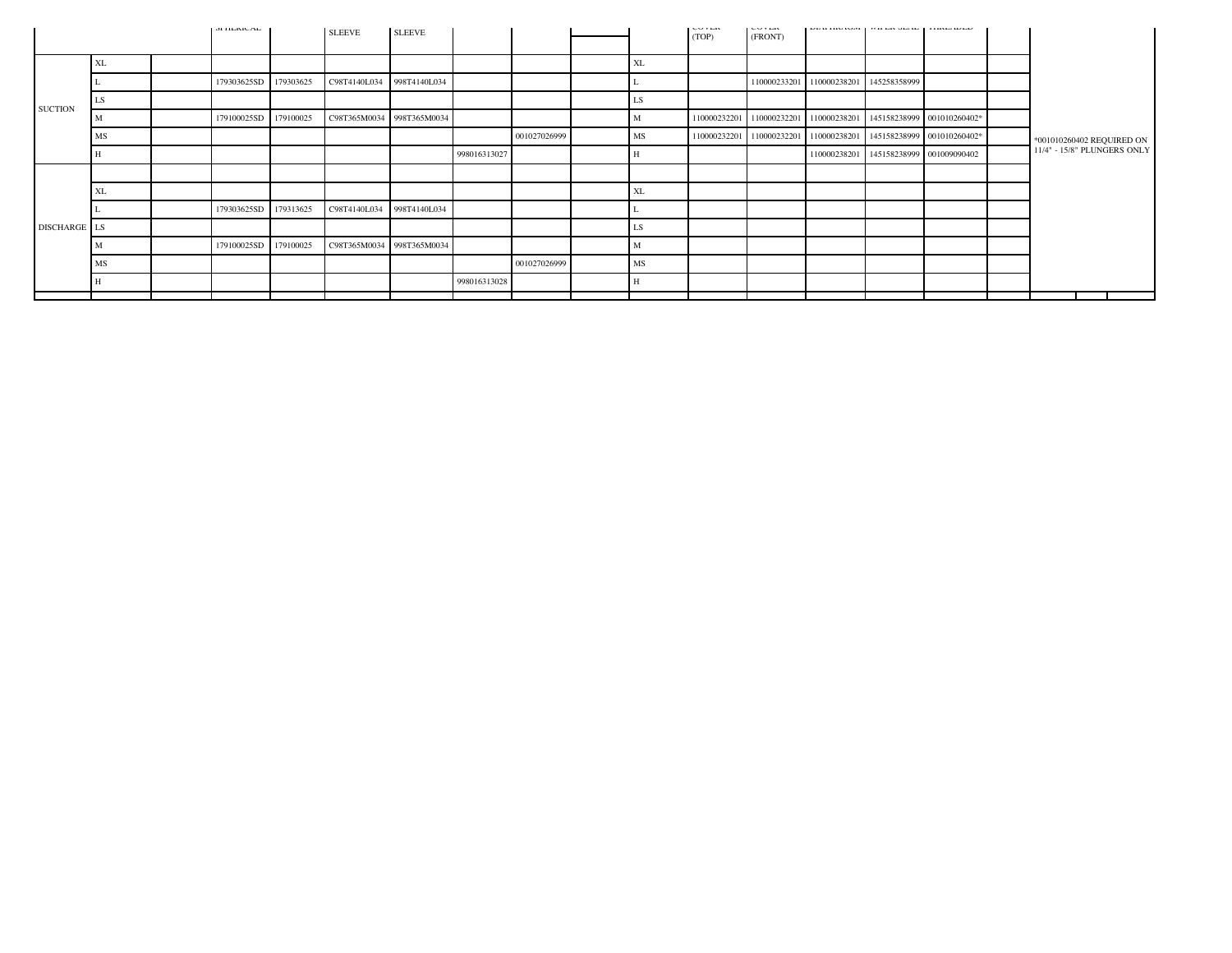| | | | SPHERICAL | | SLEEVE | SLEEVE | | | | | COVER (TOP) | COVER (FRONT) | DIAPHRAGM | WIPER SEAL | THREADED | | |
|---|---|---|---|---|---|---|---|---|---|---|---|---|---|---|---|---|---|
| SUCTION | XL | | | | | | | | | XL | | | | | | | |
| | L | | 179303625SD | 179303625 | C98T4140L034 | 998T4140L034 | | | | L | | 110000233201 | 110000238201 | 145258358999 | | | |
| | LS | | | | | | | | | LS | | | | | | | |
| | M | | 179100025SD | 179100025 | C98T365M0034 | 998T365M0034 | | | | M | 110000232201 | 110000232201 | 110000238201 | 145158238999 | 001010260402* | | |
| | MS | | | | | | | 001027026999 | | MS | 110000232201 | 110000232201 | 110000238201 | 145158238999 | 001010260402* | | *001010260402 REQUIRED ON 11/4" - 15/8" PLUNGERS ONLY |
| | H | | | | | | 998016313027 | | | H | | | 110000238201 | 145158238999 | 001009090402 | | |
| DISCHARGE | | | | | | | | | | | | | | | | | |
| | XL | | | | | | | | | XL | | | | | | | |
| | L | | 179303625SD | 179313625 | C98T4140L034 | 998T4140L034 | | | | L | | | | | | | |
| | LS | | | | | | | | | LS | | | | | | | |
| | M | | 179100025SD | 179100025 | C98T365M0034 | 998T365M0034 | | | | M | | | | | | | |
| | MS | | | | | | | 001027026999 | | MS | | | | | | | |
| | H | | | | | | 998016313028 | | | H | | | | | | | |